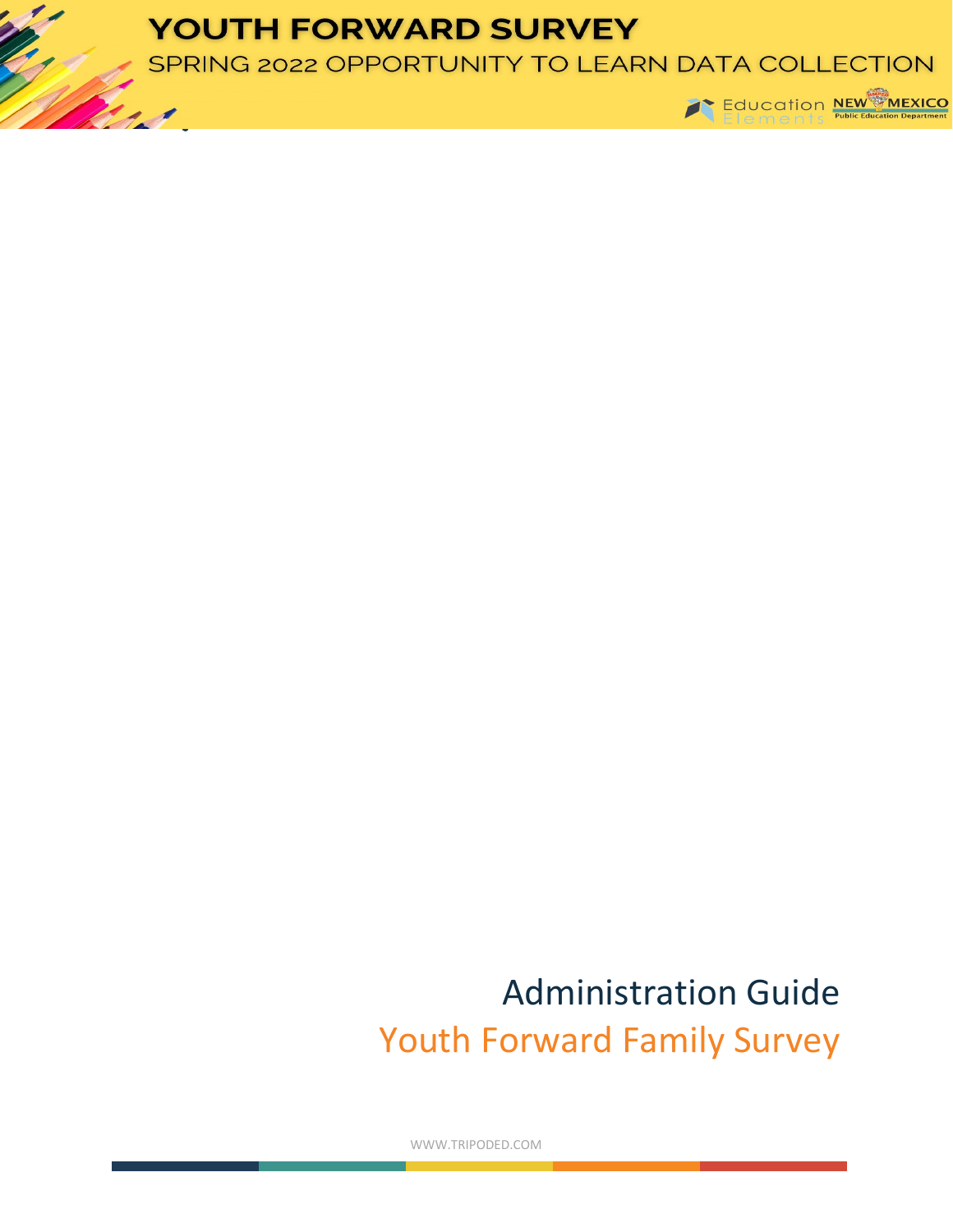# YOUTH FORWARD SURVEY

SPRING 2022 OPPORTUNITY TO LEARN DATA COLLECTION

Education Elements NEW MEXICO Public Education Department

## Administration Guide

## Youth Forward Family Survey

WWW.TRIPODED.COM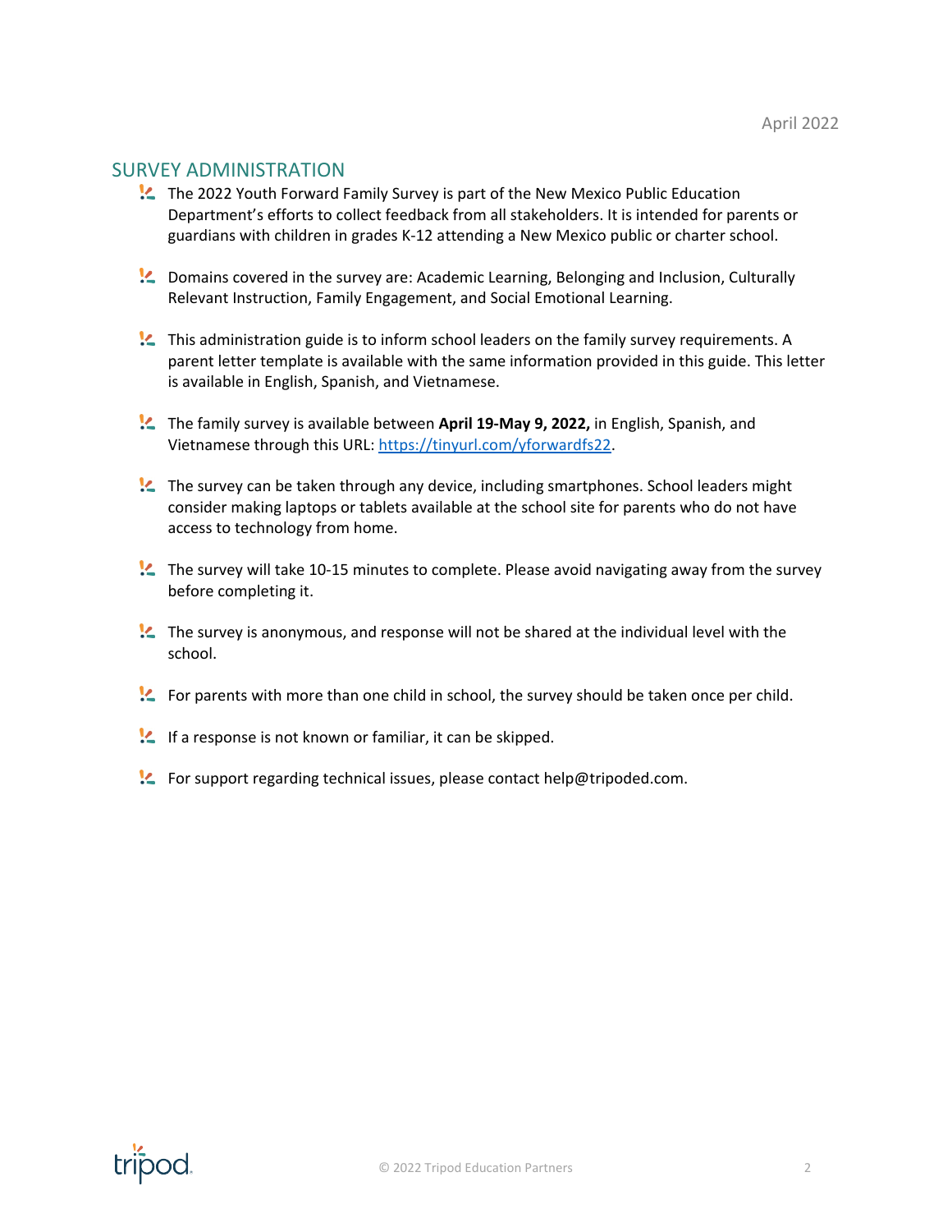April 2022

## SURVEY ADMINISTRATION

- The 2022 Youth Forward Family Survey is part of the New Mexico Public Education Department's efforts to collect feedback from all stakeholders. It is intended for parents or guardians with children in grades K-12 attending a New Mexico public or charter school.

- Domains covered in the survey are: Academic Learning, Belonging and Inclusion, Culturally Relevant Instruction, Family Engagement, and Social Emotional Learning.

- This administration guide is to inform school leaders on the family survey requirements. A parent letter template is available with the same information provided in this guide. This letter is available in English, Spanish, and Vietnamese.

- The family survey is available between **April 19-May 9, 2022,** in English, Spanish, and Vietnamese through this URL: [https://tinyurl.com/yforwardfs22](https://tinyurl.com/yforwardfs22).

- The survey can be taken through any device, including smartphones. School leaders might consider making laptops or tablets available at the school site for parents who do not have access to technology from home.

- The survey will take 10-15 minutes to complete. Please avoid navigating away from the survey before completing it.

- The survey is anonymous, and response will not be shared at the individual level with the school.

- For parents with more than one child in school, the survey should be taken once per child.

- If a response is not known or familiar, it can be skipped.

- For support regarding technical issues, please contact help@tripoded.com.

© 2022 Tripod Education Partners